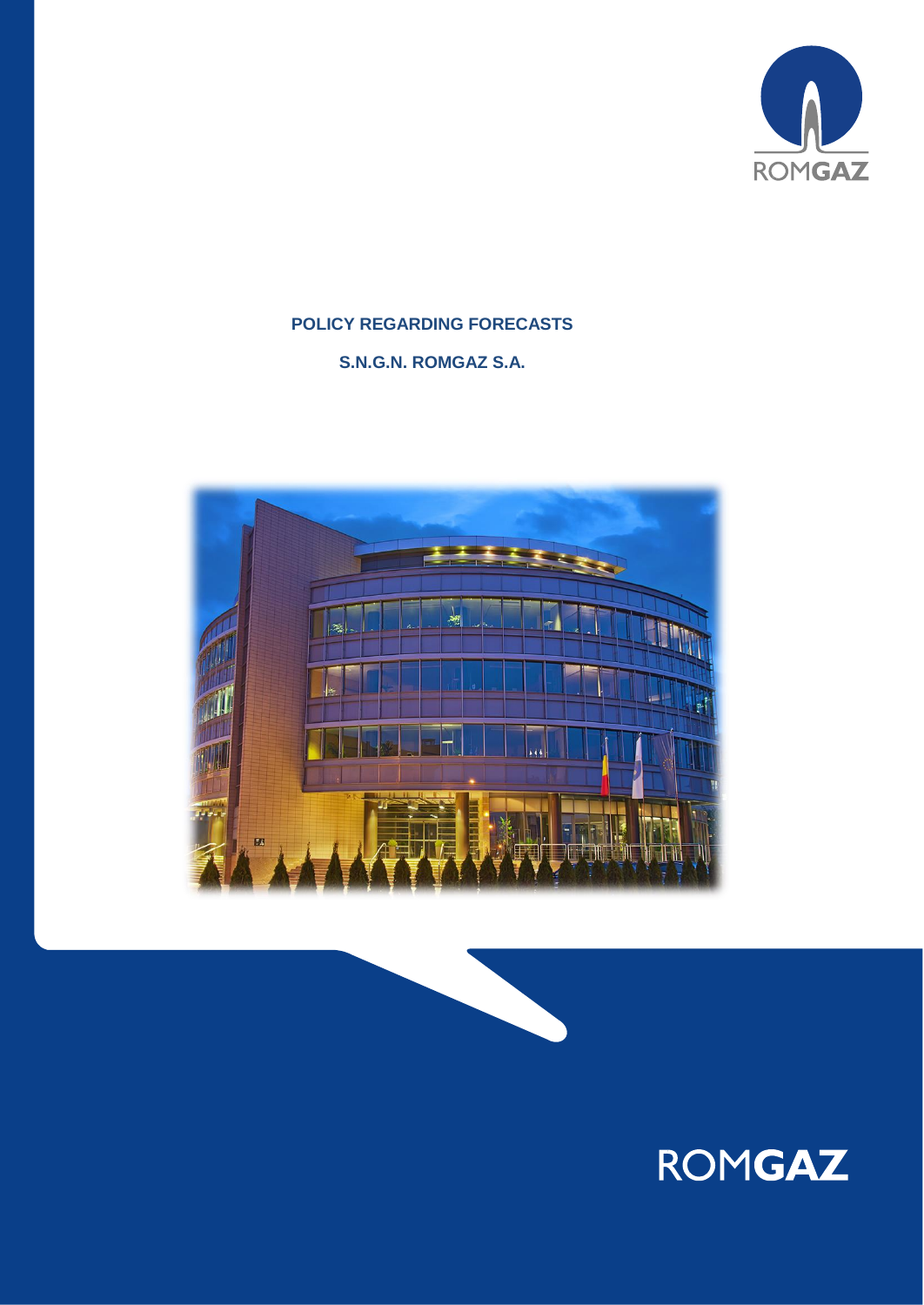# POLICY REGARDING FORECASTS

## S.N.G.N. ROMGAZ S.A.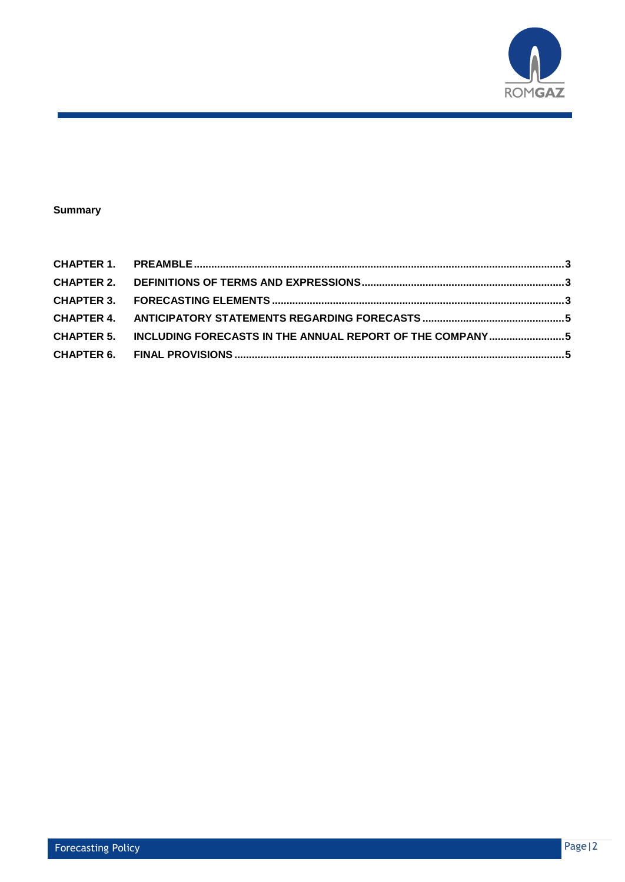**Summary**

| | | |
|---|---|---|
| **CHAPTER 1.** | **PREAMBLE** | **3** |
| **CHAPTER 2.** | **DEFINITIONS OF TERMS AND EXPRESSIONS** | **3** |
| **CHAPTER 3.** | **FORECASTING ELEMENTS** | **3** |
| **CHAPTER 4.** | **ANTICIPATORY STATEMENTS REGARDING FORECASTS** | **5** |
| **CHAPTER 5.** | **INCLUDING FORECASTS IN THE ANNUAL REPORT OF THE COMPANY** | **5** |
| **CHAPTER 6.** | **FINAL PROVISIONS** | **5** |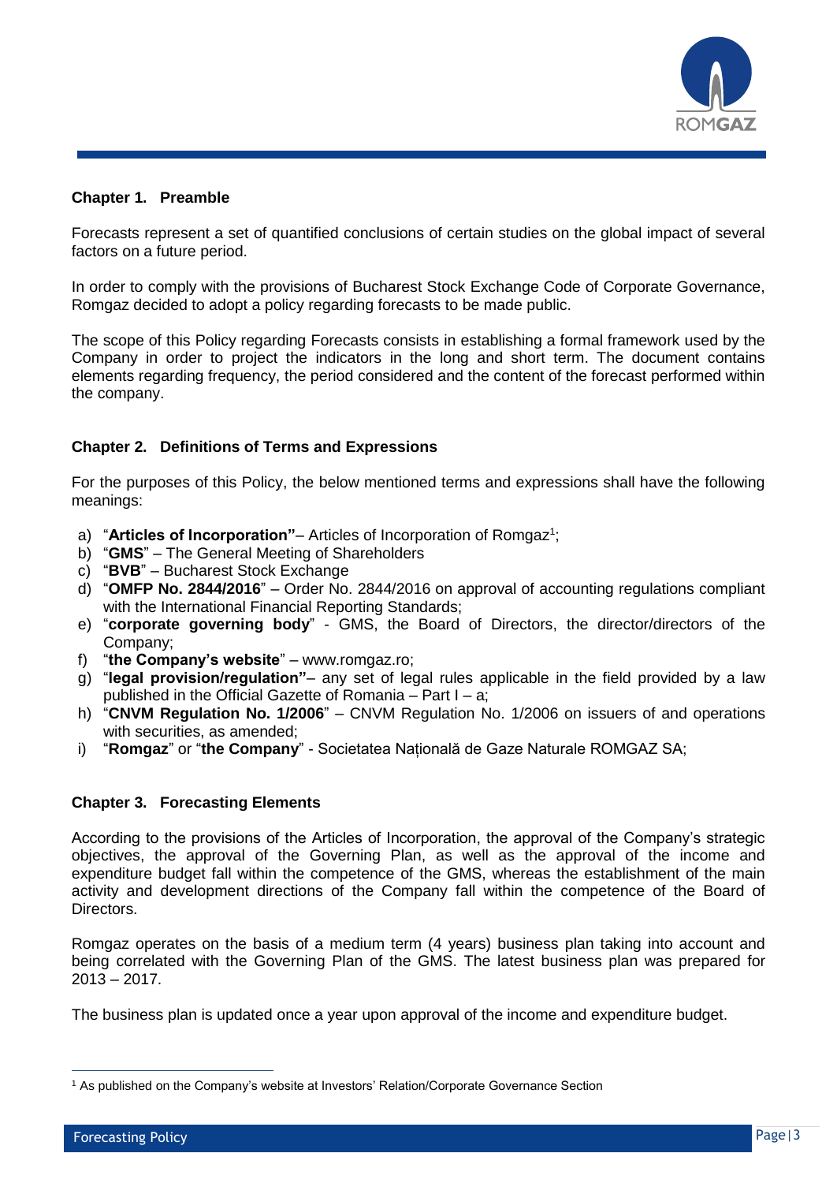## Chapter 1. Preamble

Forecasts represent a set of quantified conclusions of certain studies on the global impact of several factors on a future period.

In order to comply with the provisions of Bucharest Stock Exchange Code of Corporate Governance, Romgaz decided to adopt a policy regarding forecasts to be made public.

The scope of this Policy regarding Forecasts consists in establishing a formal framework used by the Company in order to project the indicators in the long and short term. The document contains elements regarding frequency, the period considered and the content of the forecast performed within the company.

## Chapter 2. Definitions of Terms and Expressions

For the purposes of this Policy, the below mentioned terms and expressions shall have the following meanings:

a) "**Articles of Incorporation"**– Articles of Incorporation of Romgaz[1];
b) "**GMS**" – The General Meeting of Shareholders
c) "**BVB**" – Bucharest Stock Exchange
d) "**OMFP No. 2844/2016**" – Order No. 2844/2016 on approval of accounting regulations compliant with the International Financial Reporting Standards;
e) "**corporate governing body**" - GMS, the Board of Directors, the director/directors of the Company;
f) "**the Company's website**" – www.romgaz.ro;
g) "**legal provision/regulation"**– any set of legal rules applicable in the field provided by a law published in the Official Gazette of Romania – Part I – a;
h) "**CNVM Regulation No. 1/2006**" – CNVM Regulation No. 1/2006 on issuers of and operations with securities, as amended;
i) "**Romgaz**" or "**the Company**" - Societatea Națională de Gaze Naturale ROMGAZ SA;

## Chapter 3. Forecasting Elements

According to the provisions of the Articles of Incorporation, the approval of the Company's strategic objectives, the approval of the Governing Plan, as well as the approval of the income and expenditure budget fall within the competence of the GMS, whereas the establishment of the main activity and development directions of the Company fall within the competence of the Board of Directors.

Romgaz operates on the basis of a medium term (4 years) business plan taking into account and being correlated with the Governing Plan of the GMS. The latest business plan was prepared for 2013 – 2017.

The business plan is updated once a year upon approval of the income and expenditure budget.

[1] As published on the Company's website at Investors' Relation/Corporate Governance Section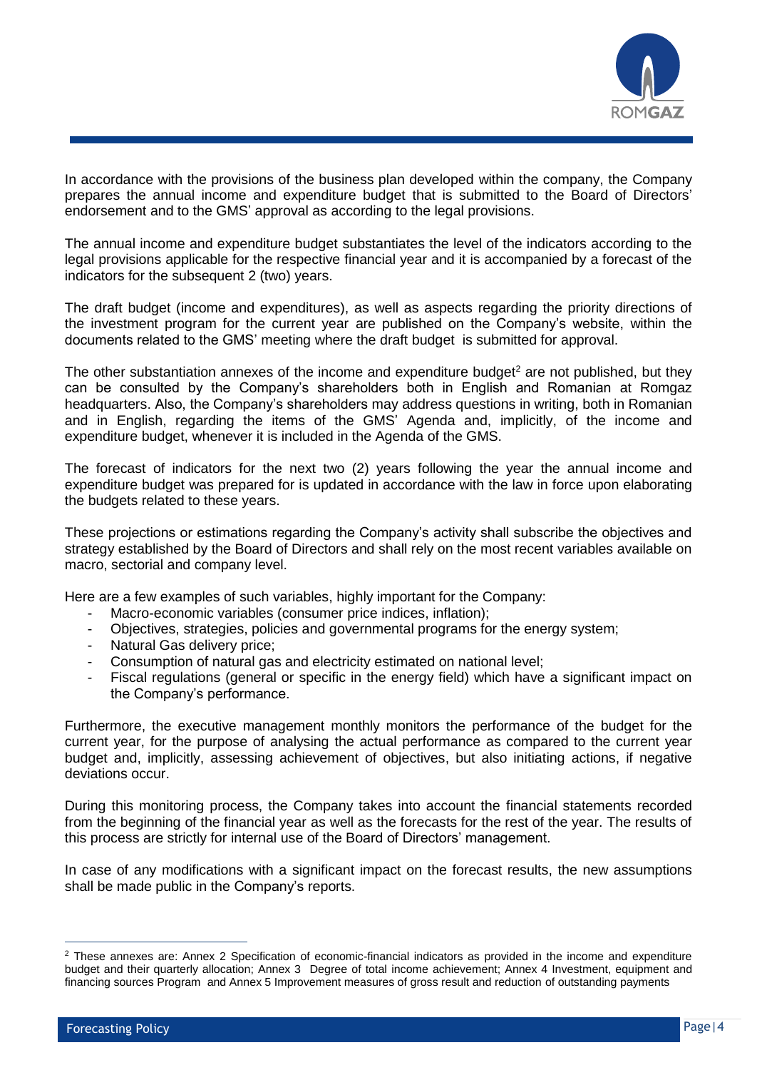In accordance with the provisions of the business plan developed within the company, the Company prepares the annual income and expenditure budget that is submitted to the Board of Directors' endorsement and to the GMS' approval as according to the legal provisions.

The annual income and expenditure budget substantiates the level of the indicators according to the legal provisions applicable for the respective financial year and it is accompanied by a forecast of the indicators for the subsequent 2 (two) years.

The draft budget (income and expenditures), as well as aspects regarding the priority directions of the investment program for the current year are published on the Company's website, within the documents related to the GMS' meeting where the draft budget is submitted for approval.

The other substantiation annexes of the income and expenditure budget[2] are not published, but they can be consulted by the Company's shareholders both in English and Romanian at Romgaz headquarters. Also, the Company's shareholders may address questions in writing, both in Romanian and in English, regarding the items of the GMS' Agenda and, implicitly, of the income and expenditure budget, whenever it is included in the Agenda of the GMS.

The forecast of indicators for the next two (2) years following the year the annual income and expenditure budget was prepared for is updated in accordance with the law in force upon elaborating the budgets related to these years.

These projections or estimations regarding the Company's activity shall subscribe the objectives and strategy established by the Board of Directors and shall rely on the most recent variables available on macro, sectorial and company level.

Here are a few examples of such variables, highly important for the Company:

- Macro-economic variables (consumer price indices, inflation);
- Objectives, strategies, policies and governmental programs for the energy system;
- Natural Gas delivery price;
- Consumption of natural gas and electricity estimated on national level;
- Fiscal regulations (general or specific in the energy field) which have a significant impact on the Company's performance.

Furthermore, the executive management monthly monitors the performance of the budget for the current year, for the purpose of analysing the actual performance as compared to the current year budget and, implicitly, assessing achievement of objectives, but also initiating actions, if negative deviations occur.

During this monitoring process, the Company takes into account the financial statements recorded from the beginning of the financial year as well as the forecasts for the rest of the year. The results of this process are strictly for internal use of the Board of Directors' management.

In case of any modifications with a significant impact on the forecast results, the new assumptions shall be made public in the Company's reports.

---

[2] These annexes are: Annex 2 Specification of economic-financial indicators as provided in the income and expenditure budget and their quarterly allocation; Annex 3 Degree of total income achievement; Annex 4 Investment, equipment and financing sources Program and Annex 5 Improvement measures of gross result and reduction of outstanding payments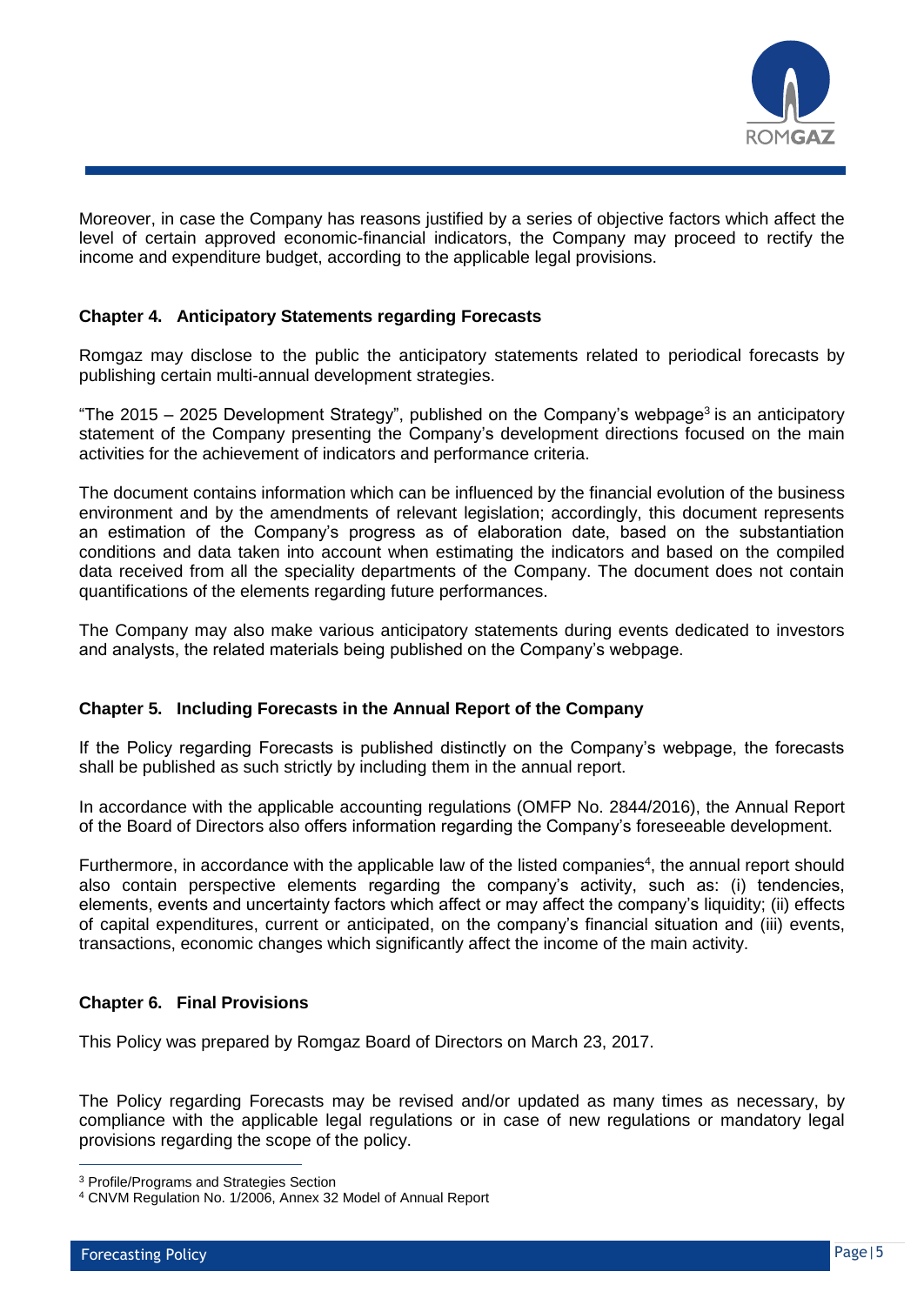Moreover, in case the Company has reasons justified by a series of objective factors which affect the level of certain approved economic-financial indicators, the Company may proceed to rectify the income and expenditure budget, according to the applicable legal provisions.

## Chapter 4. Anticipatory Statements regarding Forecasts

Romgaz may disclose to the public the anticipatory statements related to periodical forecasts by publishing certain multi-annual development strategies.

"The 2015 – 2025 Development Strategy", published on the Company's webpage[3] is an anticipatory statement of the Company presenting the Company's development directions focused on the main activities for the achievement of indicators and performance criteria.

The document contains information which can be influenced by the financial evolution of the business environment and by the amendments of relevant legislation; accordingly, this document represents an estimation of the Company's progress as of elaboration date, based on the substantiation conditions and data taken into account when estimating the indicators and based on the compiled data received from all the speciality departments of the Company. The document does not contain quantifications of the elements regarding future performances.

The Company may also make various anticipatory statements during events dedicated to investors and analysts, the related materials being published on the Company's webpage.

## Chapter 5. Including Forecasts in the Annual Report of the Company

If the Policy regarding Forecasts is published distinctly on the Company's webpage, the forecasts shall be published as such strictly by including them in the annual report.

In accordance with the applicable accounting regulations (OMFP No. 2844/2016), the Annual Report of the Board of Directors also offers information regarding the Company's foreseeable development.

Furthermore, in accordance with the applicable law of the listed companies[4], the annual report should also contain perspective elements regarding the company's activity, such as: (i) tendencies, elements, events and uncertainty factors which affect or may affect the company's liquidity; (ii) effects of capital expenditures, current or anticipated, on the company's financial situation and (iii) events, transactions, economic changes which significantly affect the income of the main activity.

## Chapter 6. Final Provisions

This Policy was prepared by Romgaz Board of Directors on March 23, 2017.

The Policy regarding Forecasts may be revised and/or updated as many times as necessary, by compliance with the applicable legal regulations or in case of new regulations or mandatory legal provisions regarding the scope of the policy.

---

[3] Profile/Programs and Strategies Section

[4] CNVM Regulation No. 1/2006, Annex 32 Model of Annual Report